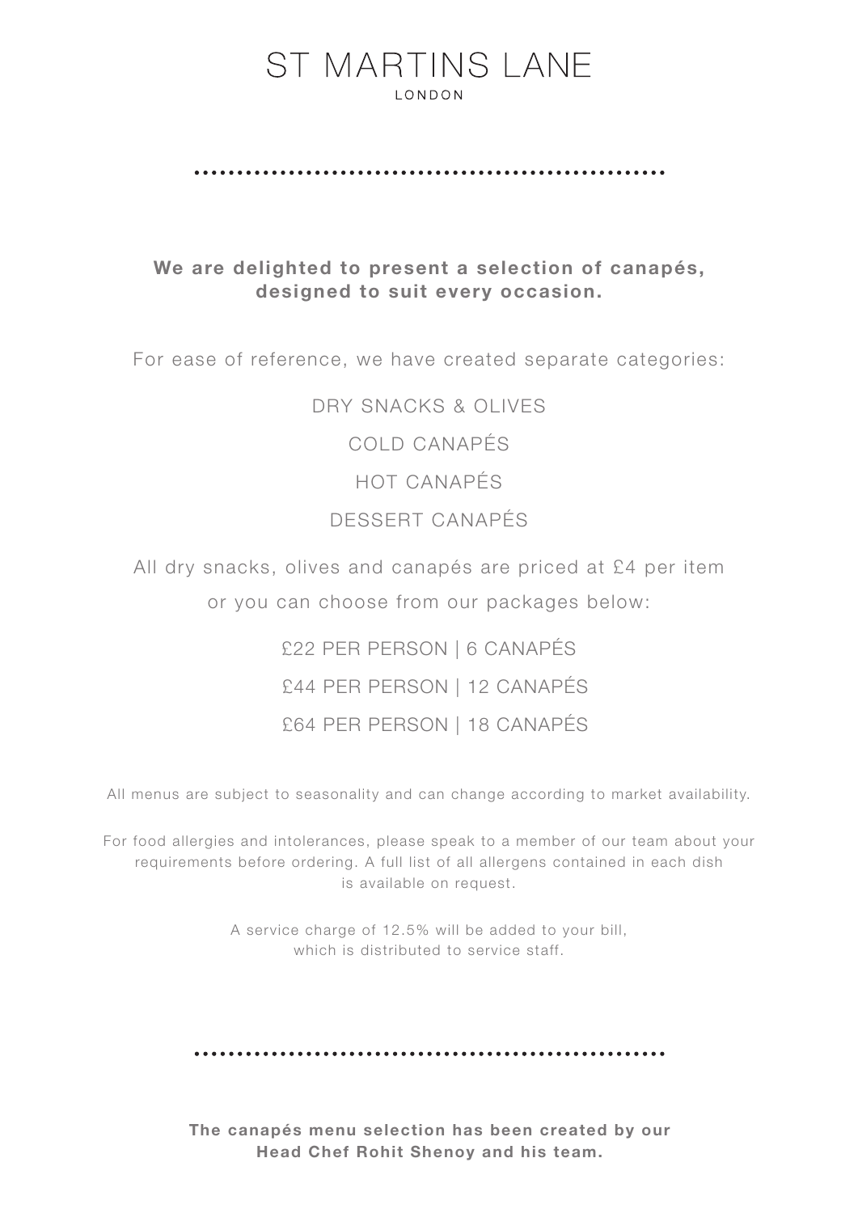# ST MARTINS LANE

LONDON

**We are delighted to present a selection of canapés, designed to suit every occasion.**

For ease of reference, we have created separate categories:

DRY SNACKS & OLIVES

COLD CANAPÉS

HOT CANAPÉS

DESSERT CANAPÉS

All dry snacks, olives and canapés are priced at £4 per item or you can choose from our packages below:

£22 PER PERSON | 6 CANAPÉS

£44 PER PERSON | 12 CANAPÉS

£64 PER PERSON | 18 CANAPÉS

All menus are subject to seasonality and can change according to market availability.

For food allergies and intolerances, please speak to a member of our team about your requirements before ordering. A full list of all allergens contained in each dish is available on request.

A service charge of 12.5% will be added to your bill, which is distributed to service staff.

**The canapés menu selection has been created by our Head Chef Rohit Shenoy and his team.**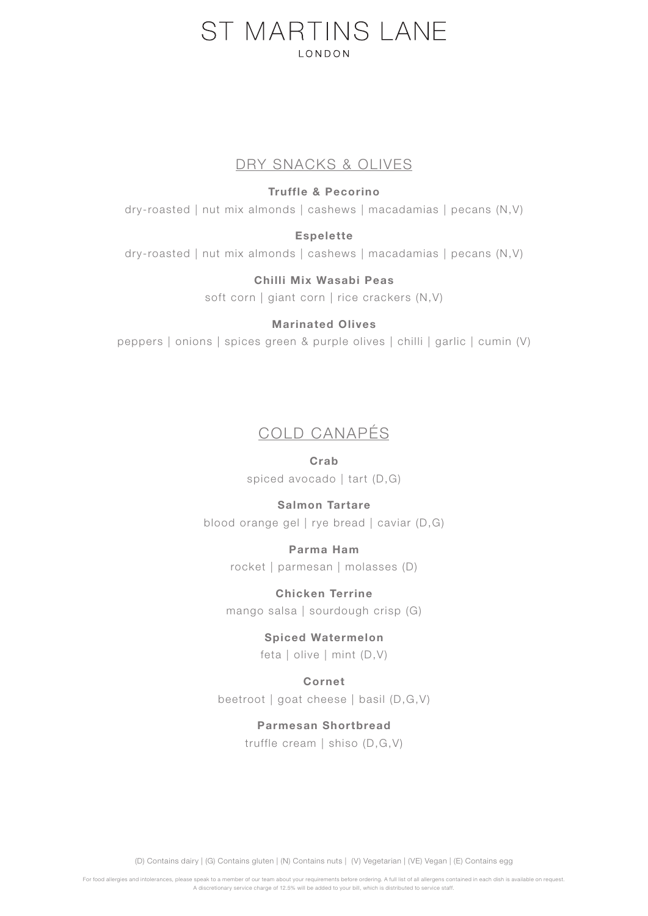# ST MARTINS LANE

LONDON

## DRY SNACKS & OLIVES

**Truffle & Pecorino**

dry-roasted | nut mix almonds | cashews | macadamias | pecans (N,V)

**Espelette**

dry-roasted | nut mix almonds | cashews | macadamias | pecans (N,V)

**Chilli Mix Wasabi Peas**

soft corn | giant corn | rice crackers (N,V)

**Marinated Olives**

peppers | onions | spices green & purple olives | chilli | garlic | cumin (V)

## COLD CANAPÉS

**Crab**

spiced avocado | tart (D,G)

**Salmon Tartare**

blood orange gel | rye bread | caviar (D,G)

**Parma Ham**

rocket | parmesan | molasses (D)

**Chicken Terrine**

mango salsa | sourdough crisp (G)

**Spiced Watermelon**

feta | olive | mint (D,V)

**Cornet**

beetroot | goat cheese | basil (D,G,V)

**Parmesan Shortbread**

truffle cream | shiso (D,G,V)

(D) Contains dairy | (G) Contains gluten | (N) Contains nuts | (V) Vegetarian | (VE) Vegan | (E) Contains egg

For food allergies and intolerances, please speak to a member of our team about your requirements before ordering. A full list of all allergens contained in each dish is available on request.
A discretionary service charge of 12.5% will be added to your bill, which is distributed to service staff.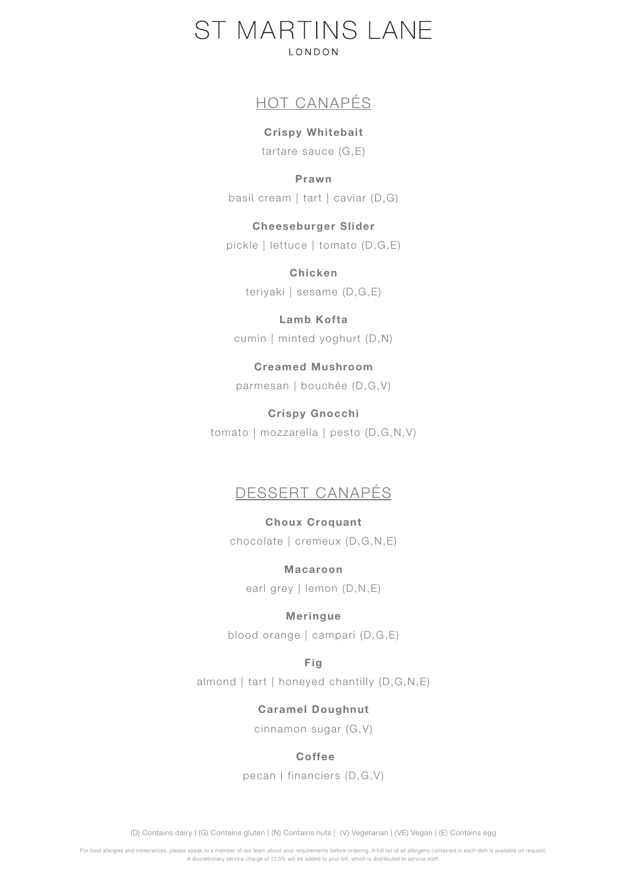# ST MARTINS LANE

LONDON

## HOT CANAPÉS

**Crispy Whitebait**

tartare sauce (G,E)

**Prawn**

basil cream | tart | caviar (D,G)

**Cheeseburger Slider**

pickle | lettuce | tomato (D,G,E)

**Chicken**

teriyaki | sesame (D,G,E)

**Lamb Kofta**

cumin | minted yoghurt (D,N)

**Creamed Mushroom**

parmesan | bouchée (D,G,V)

**Crispy Gnocchi**

tomato | mozzarella | pesto (D,G,N,V)

## DESSERT CANAPÉS

**Choux Croquant**

chocolate | cremeux (D,G,N,E)

**Macaroon**

earl grey | lemon (D,N,E)

**Meringue**

blood orange | campari (D,G,E)

**Fig**

almond | tart | honeyed chantilly (D,G,N,E)

**Caramel Doughnut**

cinnamon sugar (G,V)

**Coffee**

pecan | financiers (D,G,V)

(D) Contains dairy | (G) Contains gluten | (N) Contains nuts | (V) Vegetarian | (VE) Vegan | (E) Contains egg

For food allergies and intolerances, please speak to a member of our team about your requirements before ordering. A full list of all allergens contained in each dish is available on request.
A discretionary service charge of 12.5% will be added to your bill, which is distributed to service staff.